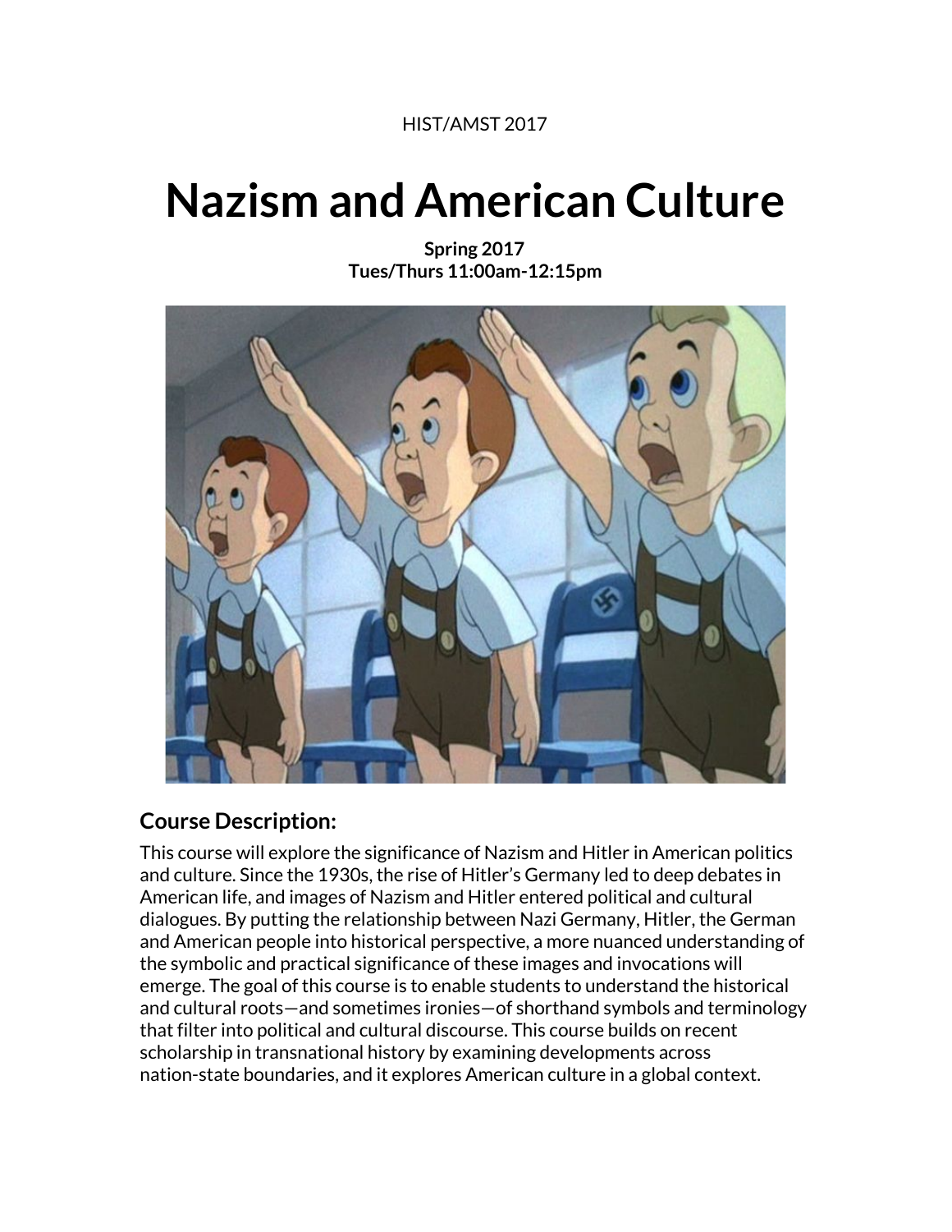HIST/AMST 2017

# Nazism and American Culture

**Spring 2017**
**Tues/Thurs 11:00am-12:15pm**

## Course Description:

This course will explore the significance of Nazism and Hitler in American politics and culture. Since the 1930s, the rise of Hitler's Germany led to deep debates in American life, and images of Nazism and Hitler entered political and cultural dialogues. By putting the relationship between Nazi Germany, Hitler, the German and American people into historical perspective, a more nuanced understanding of the symbolic and practical significance of these images and invocations will emerge. The goal of this course is to enable students to understand the historical and cultural roots—and sometimes ironies—of shorthand symbols and terminology that filter into political and cultural discourse. This course builds on recent scholarship in transnational history by examining developments across nation-state boundaries, and it explores American culture in a global context.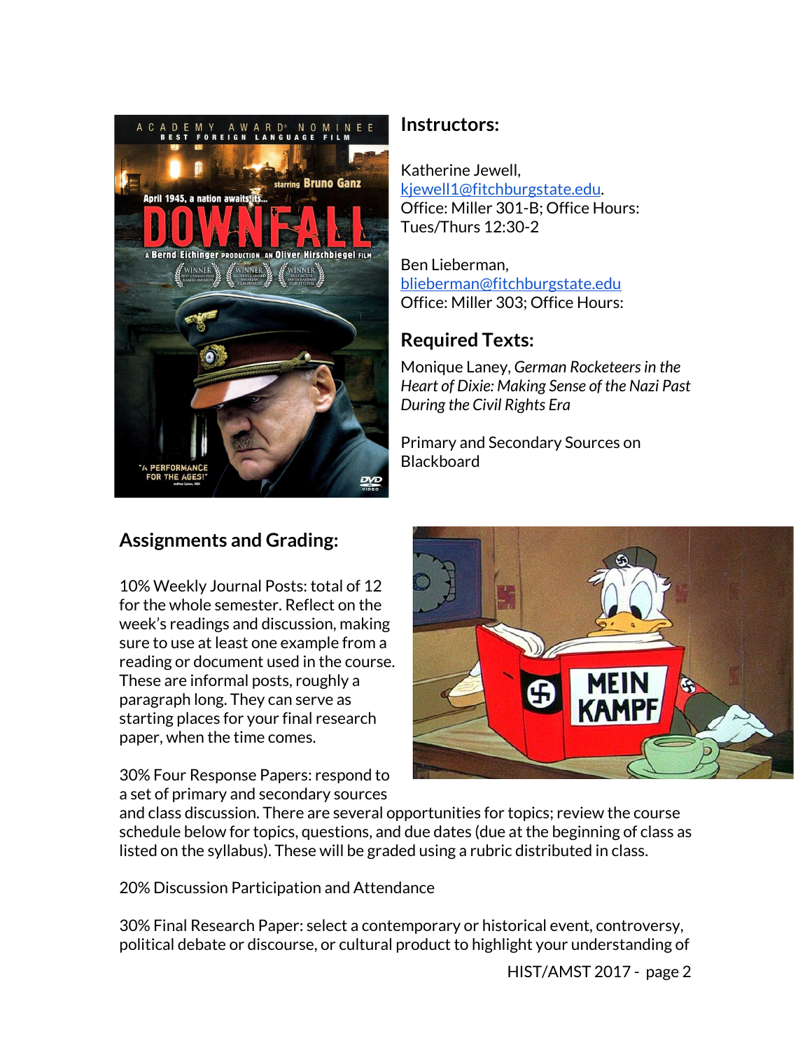## Instructors:

Katherine Jewell,
kjewell1@fitchburgstate.edu.
Office: Miller 301-B; Office Hours: Tues/Thurs 12:30-2

Ben Lieberman,
blieberman@fitchburgstate.edu
Office: Miller 303; Office Hours:

## Required Texts:

Monique Laney, *German Rocketeers in the Heart of Dixie: Making Sense of the Nazi Past During the Civil Rights Era*

Primary and Secondary Sources on Blackboard

## Assignments and Grading:

10% Weekly Journal Posts: total of 12 for the whole semester. Reflect on the week's readings and discussion, making sure to use at least one example from a reading or document used in the course. These are informal posts, roughly a paragraph long. They can serve as starting places for your final research paper, when the time comes.

30% Four Response Papers: respond to a set of primary and secondary sources and class discussion. There are several opportunities for topics; review the course schedule below for topics, questions, and due dates (due at the beginning of class as listed on the syllabus). These will be graded using a rubric distributed in class.

20% Discussion Participation and Attendance

30% Final Research Paper: select a contemporary or historical event, controversy, political debate or discourse, or cultural product to highlight your understanding of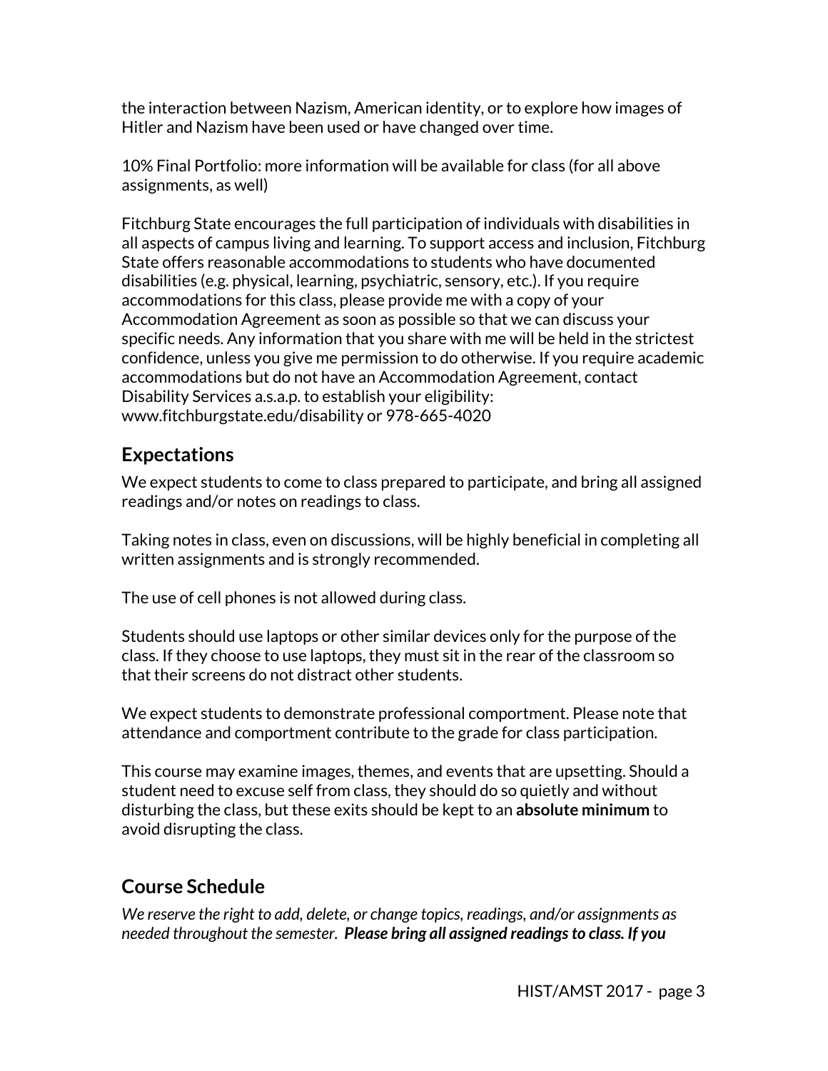the interaction between Nazism, American identity, or to explore how images of Hitler and Nazism have been used or have changed over time.

10% Final Portfolio: more information will be available for class (for all above assignments, as well)

Fitchburg State encourages the full participation of individuals with disabilities in all aspects of campus living and learning. To support access and inclusion, Fitchburg State offers reasonable accommodations to students who have documented disabilities (e.g. physical, learning, psychiatric, sensory, etc.). If you require accommodations for this class, please provide me with a copy of your Accommodation Agreement as soon as possible so that we can discuss your specific needs. Any information that you share with me will be held in the strictest confidence, unless you give me permission to do otherwise. If you require academic accommodations but do not have an Accommodation Agreement, contact Disability Services a.s.a.p. to establish your eligibility: www.fitchburgstate.edu/disability or 978-665-4020

## Expectations

We expect students to come to class prepared to participate, and bring all assigned readings and/or notes on readings to class.

Taking notes in class, even on discussions, will be highly beneficial in completing all written assignments and is strongly recommended.

The use of cell phones is not allowed during class.

Students should use laptops or other similar devices only for the purpose of the class. If they choose to use laptops, they must sit in the rear of the classroom so that their screens do not distract other students.

We expect students to demonstrate professional comportment. Please note that attendance and comportment contribute to the grade for class participation.

This course may examine images, themes, and events that are upsetting. Should a student need to excuse self from class, they should do so quietly and without disturbing the class, but these exits should be kept to an **absolute minimum** to avoid disrupting the class.

## Course Schedule

*We reserve the right to add, delete, or change topics, readings, and/or assignments as needed throughout the semester.* ***Please bring all assigned readings to class. If you***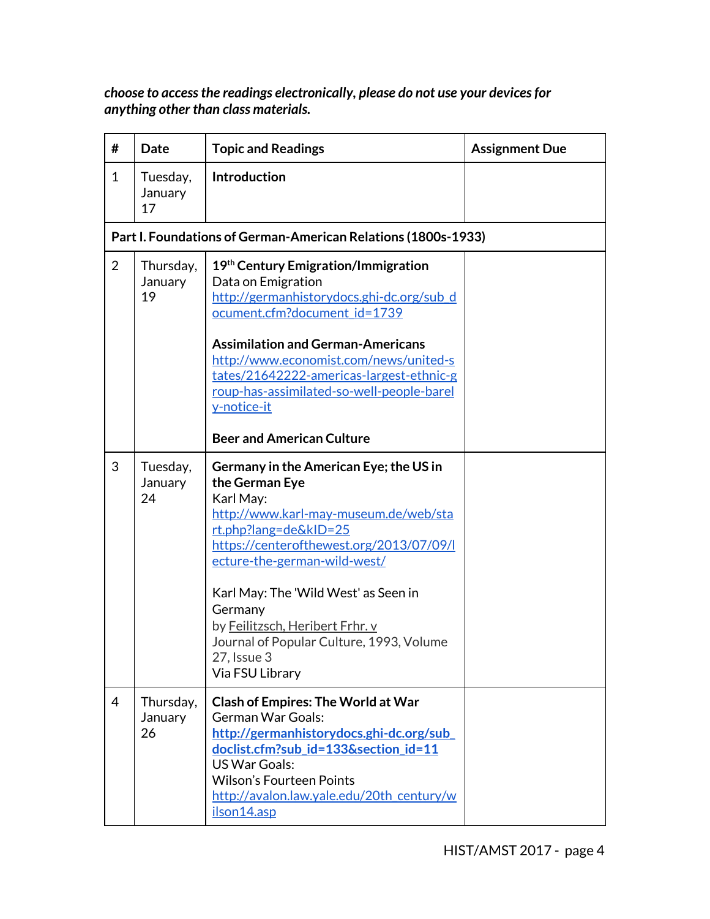***choose to access the readings electronically, please do not use your devices for anything other than class materials.***

| # | Date | Topic and Readings | Assignment Due |
|---|---|---|---|
| 1 | Tuesday, January 17 | **Introduction** | |
| **Part I. Foundations of German-American Relations (1800s-1933)** | | | |
| 2 | Thursday, January 19 | **19th Century Emigration/Immigration**<br>Data on Emigration<br>http://germanhistorydocs.ghi-dc.org/sub_document.cfm?document_id=1739<br><br>**Assimilation and German-Americans**<br>http://www.economist.com/news/united-states/21642222-americas-largest-ethnic-group-has-assimilated-so-well-people-barely-notice-it<br><br>**Beer and American Culture** | |
| 3 | Tuesday, January 24 | **Germany in the American Eye; the US in the German Eye**<br>Karl May:<br>http://www.karl-may-museum.de/web/start.php?lang=de&kID=25<br>https://centerofthewest.org/2013/07/09/lecture-the-german-wild-west/<br><br>Karl May: The 'Wild West' as Seen in Germany<br>by Feilitzsch, Heribert Frhr. v<br>Journal of Popular Culture, 1993, Volume 27, Issue 3<br>Via FSU Library | |
| 4 | Thursday, January 26 | **Clash of Empires: The World at War**<br>German War Goals:<br>**http://germanhistorydocs.ghi-dc.org/sub_doclist.cfm?sub_id=133&section_id=11**<br>US War Goals:<br>Wilson's Fourteen Points<br>http://avalon.law.yale.edu/20th_century/wilson14.asp | |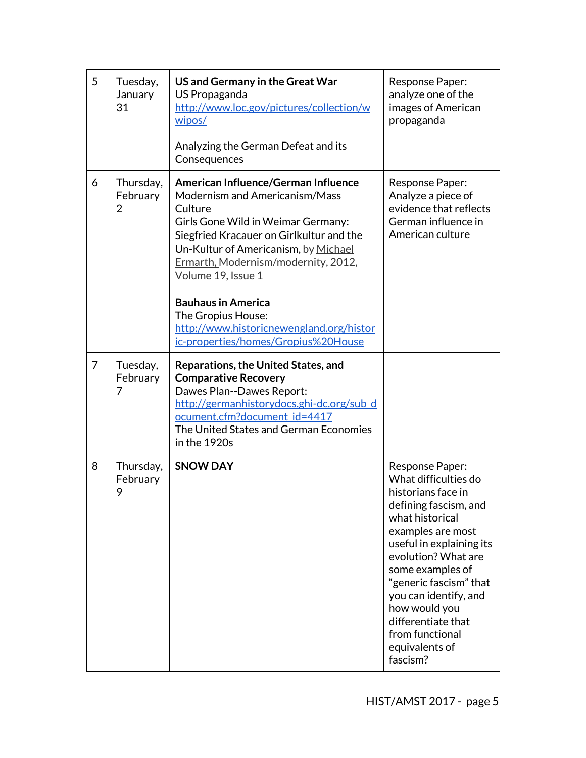| | | | |
|---|---|---|---|
| 5 | Tuesday, January 31 | **US and Germany in the Great War**<br>US Propaganda<br>[http://www.loc.gov/pictures/collection/wwipos/](http://www.loc.gov/pictures/collection/wwipos/)<br><br>Analyzing the German Defeat and its Consequences | Response Paper: analyze one of the images of American propaganda |
| 6 | Thursday, February 2 | **American Influence/German Influence**<br>Modernism and Americanism/Mass Culture<br>Girls Gone Wild in Weimar Germany: Siegfried Kracauer on Girlkultur and the Un-Kultur of Americanism, by Michael Ermarth, Modernism/modernity, 2012, Volume 19, Issue 1<br><br>**Bauhaus in America**<br>The Gropius House:<br>[http://www.historicnewengland.org/historic-properties/homes/Gropius%20House](http://www.historicnewengland.org/historic-properties/homes/Gropius%20House) | Response Paper: Analyze a piece of evidence that reflects German influence in American culture |
| 7 | Tuesday, February 7 | **Reparations, the United States, and Comparative Recovery**<br>Dawes Plan--Dawes Report:<br>[http://germanhistorydocs.ghi-dc.org/sub_document.cfm?document_id=4417](http://germanhistorydocs.ghi-dc.org/sub_document.cfm?document_id=4417)<br>The United States and German Economies in the 1920s | |
| 8 | Thursday, February 9 | **SNOW DAY** | Response Paper: What difficulties do historians face in defining fascism, and what historical examples are most useful in explaining its evolution? What are some examples of "generic fascism" that you can identify, and how would you differentiate that from functional equivalents of fascism? |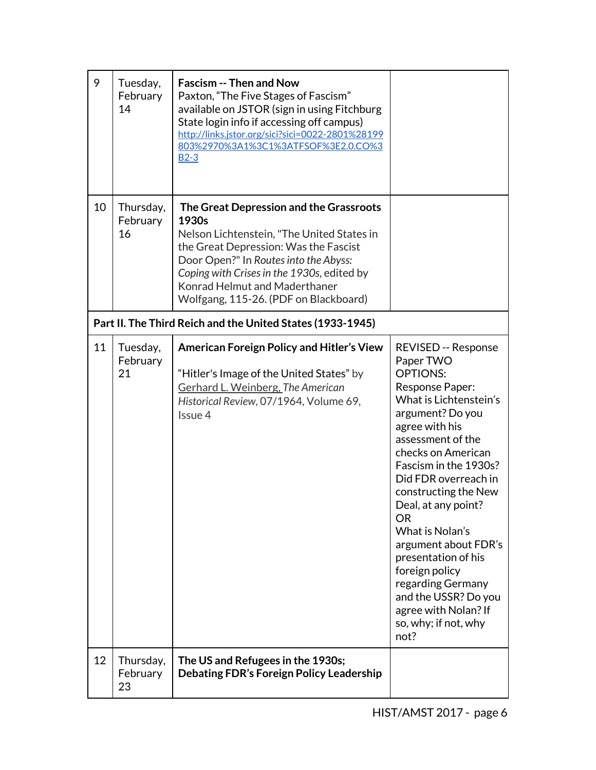| | | | |
|---|---|---|---|
| 9 | Tuesday, February 14 | **Fascism -- Then and Now**<br>Paxton, "The Five Stages of Fascism" available on JSTOR (sign in using Fitchburg State login info if accessing off campus)<br>http://links.jstor.org/sici?sici=0022-2801%28199803%2970%3A1%3C1%3ATFSOF%3E2.0.CO%3B2-3 | |
| 10 | Thursday, February 16 | **The Great Depression and the Grassroots 1930s**<br>Nelson Lichtenstein, "The United States in the Great Depression: Was the Fascist Door Open?" In *Routes into the Abyss: Coping with Crises in the 1930s*, edited by Konrad Helmut and Maderthaner Wolfgang, 115-26. (PDF on Blackboard) | |
| **Part II. The Third Reich and the United States (1933-1945)** | | | |
| 11 | Tuesday, February 21 | **American Foreign Policy and Hitler's View**<br>"Hitler's Image of the United States" by Gerhard L. Weinberg, *The American Historical Review*, 07/1964, Volume 69, Issue 4 | REVISED -- Response Paper TWO OPTIONS:<br>Response Paper: What is Lichtenstein's argument? Do you agree with his assessment of the checks on American Fascism in the 1930s? Did FDR overreach in constructing the New Deal, at any point?<br>OR<br>What is Nolan's argument about FDR's presentation of his foreign policy regarding Germany and the USSR? Do you agree with Nolan? If so, why; if not, why not? |
| 12 | Thursday, February 23 | **The US and Refugees in the 1930s; Debating FDR's Foreign Policy Leadership** | |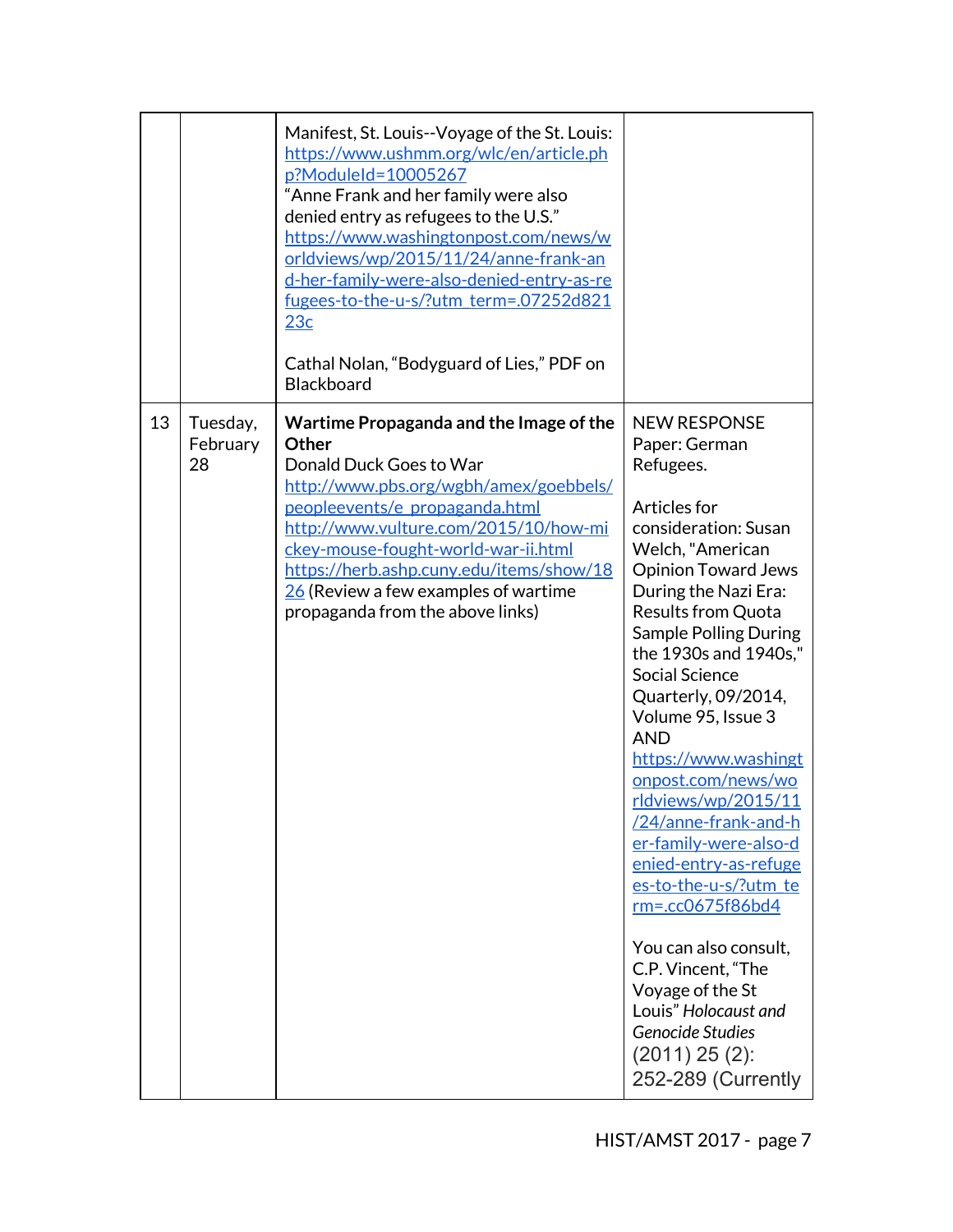| | | | |
|---|---|---|---|
| | | Manifest, St. Louis--Voyage of the St. Louis: https://www.ushmm.org/wlc/en/article.php?ModuleId=10005267<br>"Anne Frank and her family were also denied entry as refugees to the U.S." https://www.washingtonpost.com/news/worldviews/wp/2015/11/24/anne-frank-and-her-family-were-also-denied-entry-as-refugees-to-the-u-s/?utm_term=.07252d82123c<br><br>Cathal Nolan, "Bodyguard of Lies," PDF on Blackboard | |
| 13 | Tuesday, February 28 | **Wartime Propaganda and the Image of the Other**<br>Donald Duck Goes to War<br>http://www.pbs.org/wgbh/amex/goebbels/peopleevents/e_propaganda.html<br>http://www.vulture.com/2015/10/how-mickey-mouse-fought-world-war-ii.html<br>https://herb.ashp.cuny.edu/items/show/1826 (Review a few examples of wartime propaganda from the above links) | NEW RESPONSE Paper: German Refugees.<br><br>Articles for consideration: Susan Welch, "American Opinion Toward Jews During the Nazi Era: Results from Quota Sample Polling During the 1930s and 1940s," Social Science Quarterly, 09/2014, Volume 95, Issue 3 AND https://www.washingtonpost.com/news/worldviews/wp/2015/11/24/anne-frank-and-her-family-were-also-denied-entry-as-refugees-to-the-u-s/?utm_term=.cc0675f86bd4<br><br>You can also consult, C.P. Vincent, "The Voyage of the St Louis" *Holocaust and Genocide Studies* (2011) 25 (2): 252-289 (Currently |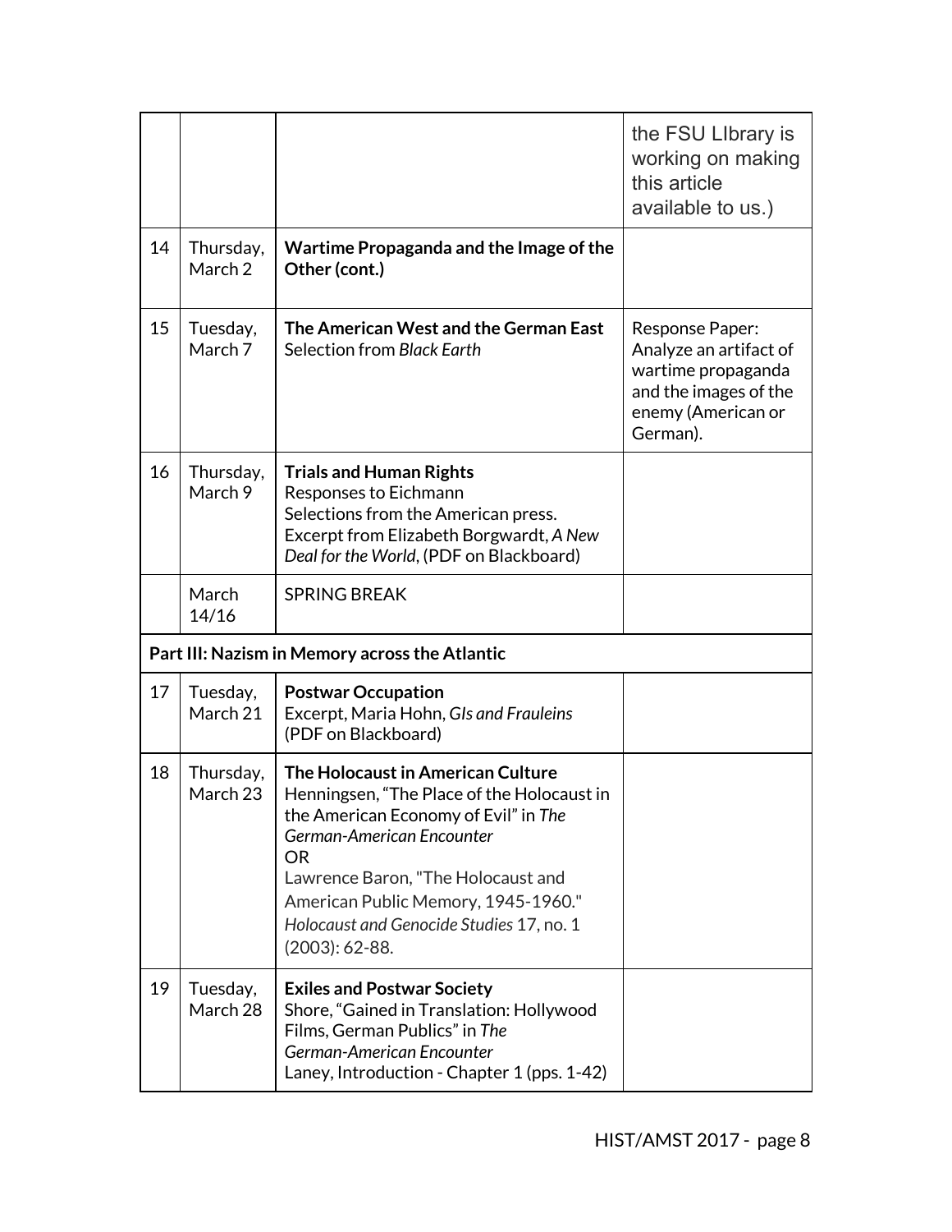| | | | |
|---|---|---|---|
| | | | the FSU LIbrary is working on making this article available to us.) |
| 14 | Thursday, March 2 | **Wartime Propaganda and the Image of the Other (cont.)** | |
| 15 | Tuesday, March 7 | **The American West and the German East** Selection from *Black Earth* | Response Paper: Analyze an artifact of wartime propaganda and the images of the enemy (American or German). |
| 16 | Thursday, March 9 | **Trials and Human Rights** Responses to Eichmann Selections from the American press. Excerpt from Elizabeth Borgwardt, *A New Deal for the World*, (PDF on Blackboard) | |
| | March 14/16 | SPRING BREAK | |
| **Part III: Nazism in Memory across the Atlantic** | | | |
| 17 | Tuesday, March 21 | **Postwar Occupation** Excerpt, Maria Hohn, *GIs and Frauleins* (PDF on Blackboard) | |
| 18 | Thursday, March 23 | **The Holocaust in American Culture** Henningsen, "The Place of the Holocaust in the American Economy of Evil" in *The German-American Encounter* OR Lawrence Baron, "The Holocaust and American Public Memory, 1945-1960." *Holocaust and Genocide Studies* 17, no. 1 (2003): 62-88. | |
| 19 | Tuesday, March 28 | **Exiles and Postwar Society** Shore, "Gained in Translation: Hollywood Films, German Publics" in *The German-American Encounter* Laney, Introduction - Chapter 1 (pps. 1-42) | |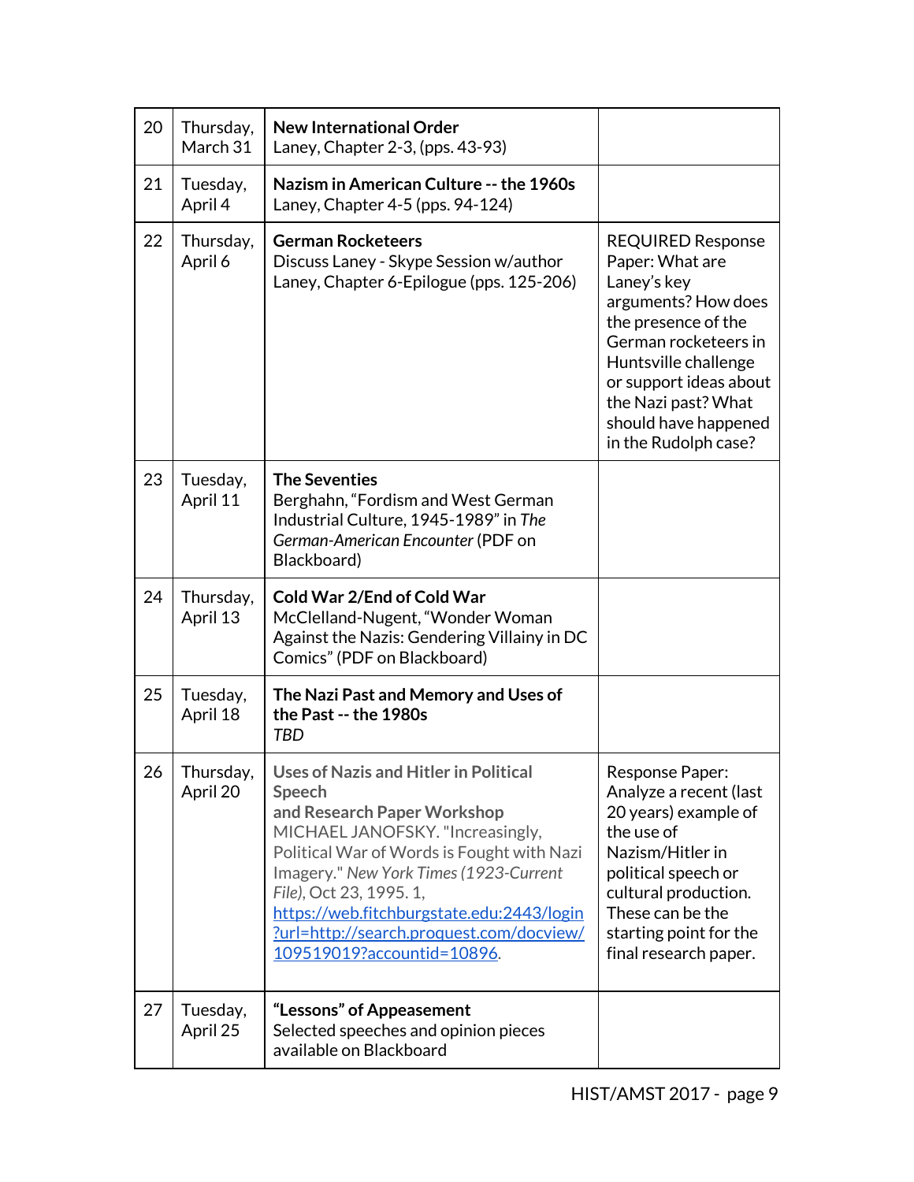| | | | |
|---|---|---|---|
| 20 | Thursday, March 31 | **New International Order**<br>Laney, Chapter 2-3, (pps. 43-93) | |
| 21 | Tuesday, April 4 | **Nazism in American Culture -- the 1960s**<br>Laney, Chapter 4-5 (pps. 94-124) | |
| 22 | Thursday, April 6 | **German Rocketeers**<br>Discuss Laney - Skype Session w/author<br>Laney, Chapter 6-Epilogue (pps. 125-206) | REQUIRED Response Paper: What are Laney's key arguments? How does the presence of the German rocketeers in Huntsville challenge or support ideas about the Nazi past? What should have happened in the Rudolph case? |
| 23 | Tuesday, April 11 | **The Seventies**<br>Berghahn, "Fordism and West German Industrial Culture, 1945-1989" in *The German-American Encounter* (PDF on Blackboard) | |
| 24 | Thursday, April 13 | **Cold War 2/End of Cold War**<br>McClelland-Nugent, "Wonder Woman Against the Nazis: Gendering Villainy in DC Comics" (PDF on Blackboard) | |
| 25 | Tuesday, April 18 | **The Nazi Past and Memory and Uses of the Past -- the 1980s**<br>*TBD* | |
| 26 | Thursday, April 20 | **Uses of Nazis and Hitler in Political Speech and Research Paper Workshop**<br>MICHAEL JANOFSKY. "Increasingly, Political War of Words is Fought with Nazi Imagery." *New York Times (1923-Current File)*, Oct 23, 1995. 1, [https://web.fitchburgstate.edu:2443/login?url=http://search.proquest.com/docview/109519019?accountid=10896](https://web.fitchburgstate.edu:2443/login?url=http://search.proquest.com/docview/109519019?accountid=10896). | Response Paper: Analyze a recent (last 20 years) example of the use of Nazism/Hitler in political speech or cultural production. These can be the starting point for the final research paper. |
| 27 | Tuesday, April 25 | **"Lessons" of Appeasement**<br>Selected speeches and opinion pieces available on Blackboard | |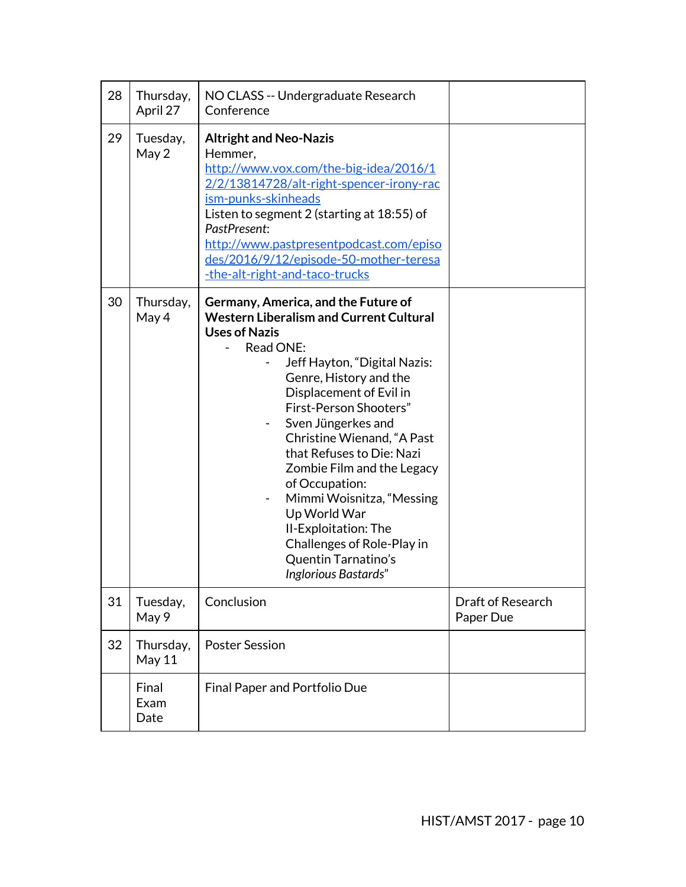| | | | |
|---|---|---|---|
| 28 | Thursday, April 27 | NO CLASS -- Undergraduate Research Conference | |
| 29 | Tuesday, May 2 | **Altright and Neo-Nazis**<br>Hemmer, http://www.vox.com/the-big-idea/2016/12/2/13814728/alt-right-spencer-irony-racism-punks-skinheads<br>Listen to segment 2 (starting at 18:55) of *PastPresent*: http://www.pastpresentpodcast.com/episodes/2016/9/12/episode-50-mother-teresa-the-alt-right-and-taco-trucks | |
| 30 | Thursday, May 4 | **Germany, America, and the Future of Western Liberalism and Current Cultural Uses of Nazis**<br>- Read ONE:<br>- Jeff Hayton, "Digital Nazis: Genre, History and the Displacement of Evil in First-Person Shooters"<br>- Sven Jüngerkes and Christine Wienand, "A Past that Refuses to Die: Nazi Zombie Film and the Legacy of Occupation:<br>- Mimmi Woisnitza, "Messing Up World War II-Exploitation: The Challenges of Role-Play in Quentin Tarnatino's *Inglorious Bastards*" | |
| 31 | Tuesday, May 9 | Conclusion | Draft of Research Paper Due |
| 32 | Thursday, May 11 | Poster Session | |
| | Final Exam Date | Final Paper and Portfolio Due | |